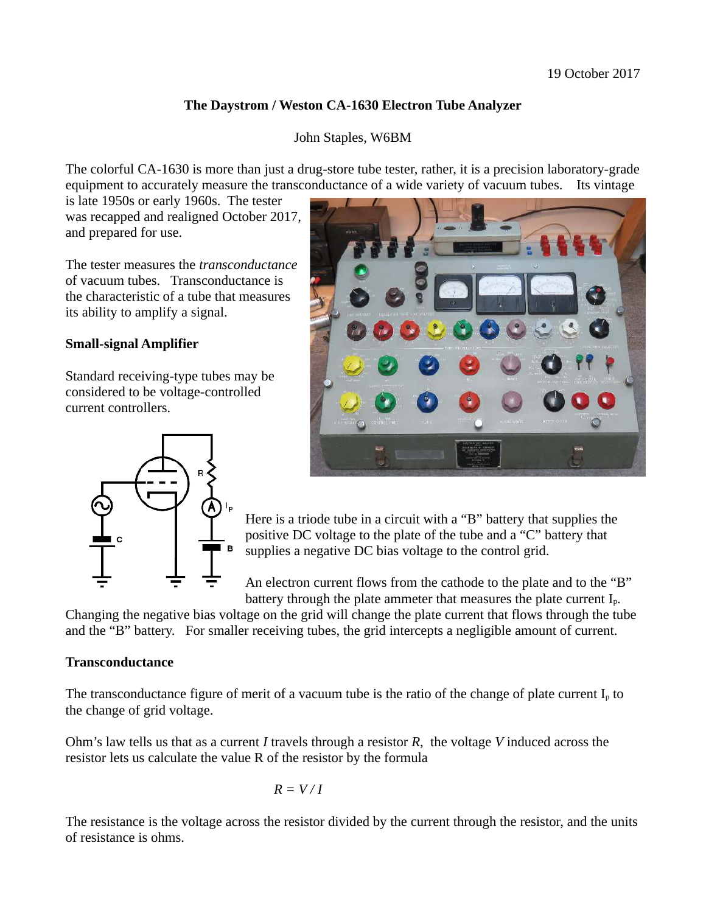19 October 2017

**The Daystrom / Weston CA-1630 Electron Tube Analyzer**

John Staples, W6BM

The colorful CA-1630 is more than just a drug-store tube tester, rather, it is a precision laboratory-grade equipment to accurately measure the transconductance of a wide variety of vacuum tubes. Its vintage is late 1950s or early 1960s. The tester was recapped and realigned October 2017, and prepared for use.

The tester measures the *transconductance* of vacuum tubes. Transconductance is the characteristic of a tube that measures its ability to amplify a signal.

### Small-signal Amplifier

Standard receiving-type tubes may be considered to be voltage-controlled current controllers.

Here is a triode tube in a circuit with a "B" battery that supplies the positive DC voltage to the plate of the tube and a "C" battery that supplies a negative DC bias voltage to the control grid.

An electron current flows from the cathode to the plate and to the "B" battery through the plate ammeter that measures the plate current $I_p$. Changing the negative bias voltage on the grid will change the plate current that flows through the tube and the "B" battery. For smaller receiving tubes, the grid intercepts a negligible amount of current.

### Transconductance

The transconductance figure of merit of a vacuum tube is the ratio of the change of plate current $I_p$ to the change of grid voltage.

Ohm's law tells us that as a current $I$ travels through a resistor $R$, the voltage $V$ induced across the resistor lets us calculate the value R of the resistor by the formula

$$R = V / I$$

The resistance is the voltage across the resistor divided by the current through the resistor, and the units of resistance is ohms.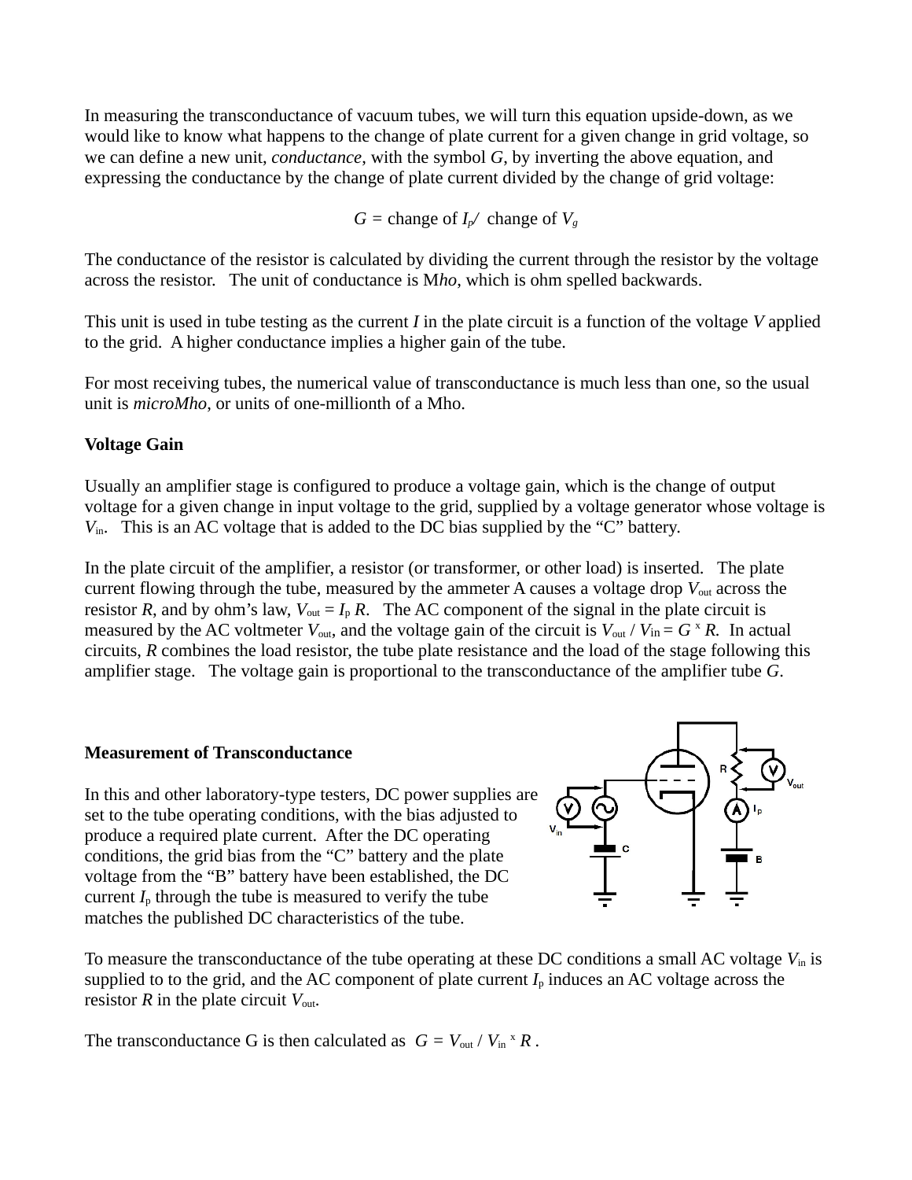In measuring the transconductance of vacuum tubes, we will turn this equation upside-down, as we would like to know what happens to the change of plate current for a given change in grid voltage, so we can define a new unit, *conductance*, with the symbol *G*, by inverting the above equation, and expressing the conductance by the change of plate current divided by the change of grid voltage:

$$G = \text{change of } I_p / \text{ change of } V_g$$

The conductance of the resistor is calculated by dividing the current through the resistor by the voltage across the resistor. The unit of conductance is M*ho*, which is ohm spelled backwards.

This unit is used in tube testing as the current *I* in the plate circuit is a function of the voltage *V* applied to the grid. A higher conductance implies a higher gain of the tube.

For most receiving tubes, the numerical value of transconductance is much less than one, so the usual unit is *microMho*, or units of one-millionth of a Mho.

**Voltage Gain**

Usually an amplifier stage is configured to produce a voltage gain, which is the change of output voltage for a given change in input voltage to the grid, supplied by a voltage generator whose voltage is $V_{in}$. This is an AC voltage that is added to the DC bias supplied by the "C" battery.

In the plate circuit of the amplifier, a resistor (or transformer, or other load) is inserted. The plate current flowing through the tube, measured by the ammeter A causes a voltage drop $V_{out}$ across the resistor *R*, and by ohm's law, $V_{out} = I_p R$. The AC component of the signal in the plate circuit is measured by the AC voltmeter $V_{out}$, and the voltage gain of the circuit is $V_{out} / V_{in} = G \times R$. In actual circuits, *R* combines the load resistor, the tube plate resistance and the load of the stage following this amplifier stage. The voltage gain is proportional to the transconductance of the amplifier tube *G*.

**Measurement of Transconductance**

In this and other laboratory-type testers, DC power supplies are set to the tube operating conditions, with the bias adjusted to produce a required plate current. After the DC operating conditions, the grid bias from the "C" battery and the plate voltage from the "B" battery have been established, the DC current $I_p$ through the tube is measured to verify the tube matches the published DC characteristics of the tube.

To measure the transconductance of the tube operating at these DC conditions a small AC voltage $V_{in}$ is supplied to to the grid, and the AC component of plate current $I_p$ induces an AC voltage across the resistor *R* in the plate circuit $V_{out}$.

The transconductance G is then calculated as $G = V_{out} / V_{in} \times R$ .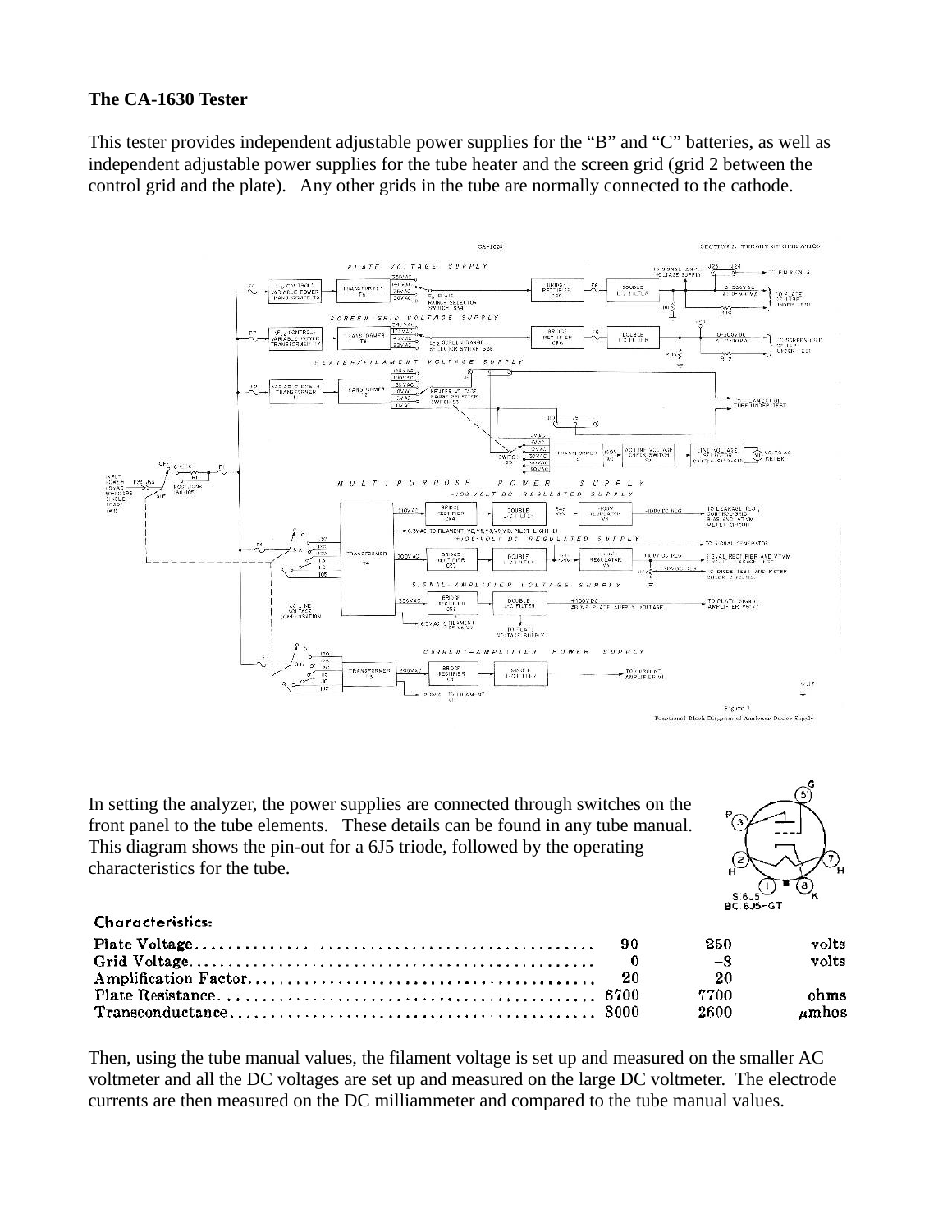**The CA-1630 Tester**

This tester provides independent adjustable power supplies for the "B" and "C" batteries, as well as independent adjustable power supplies for the tube heater and the screen grid (grid 2 between the control grid and the plate). Any other grids in the tube are normally connected to the cathode.

In setting the analyzer, the power supplies are connected through switches on the front panel to the tube elements. These details can be found in any tube manual. This diagram shows the pin-out for a 6J5 triode, followed by the operating characteristics for the tube.

**Characteristics:**

| | | | |
|---|---|---|---|
| Plate Voltage | 90 | 250 | volts |
| Grid Voltage | 0 | −8 | volts |
| Amplification Factor | 20 | 20 | |
| Plate Resistance | 6700 | 7700 | ohms |
| Transconductance | 3000 | 2600 | μmhos |

Then, using the tube manual values, the filament voltage is set up and measured on the smaller AC voltmeter and all the DC voltages are set up and measured on the large DC voltmeter. The electrode currents are then measured on the DC milliammeter and compared to the tube manual values.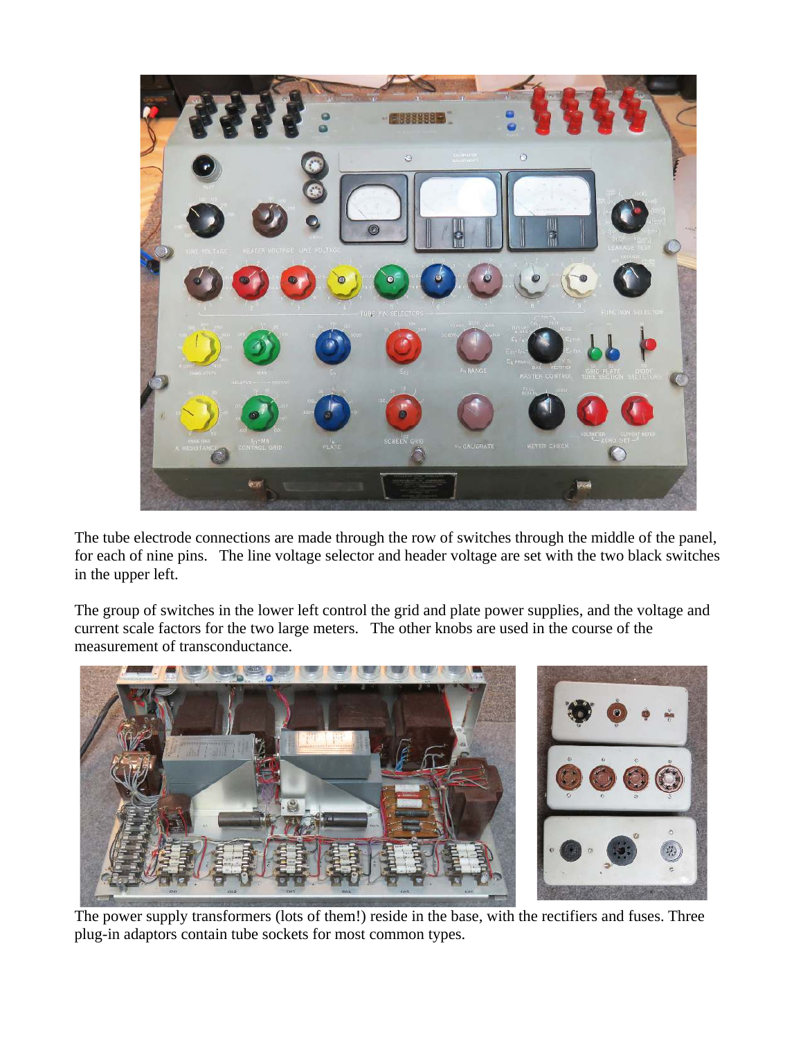The tube electrode connections are made through the row of switches through the middle of the panel, for each of nine pins. The line voltage selector and header voltage are set with the two black switches in the upper left.

The group of switches in the lower left control the grid and plate power supplies, and the voltage and current scale factors for the two large meters. The other knobs are used in the course of the measurement of transconductance.

The power supply transformers (lots of them!) reside in the base, with the rectifiers and fuses. Three plug-in adaptors contain tube sockets for most common types.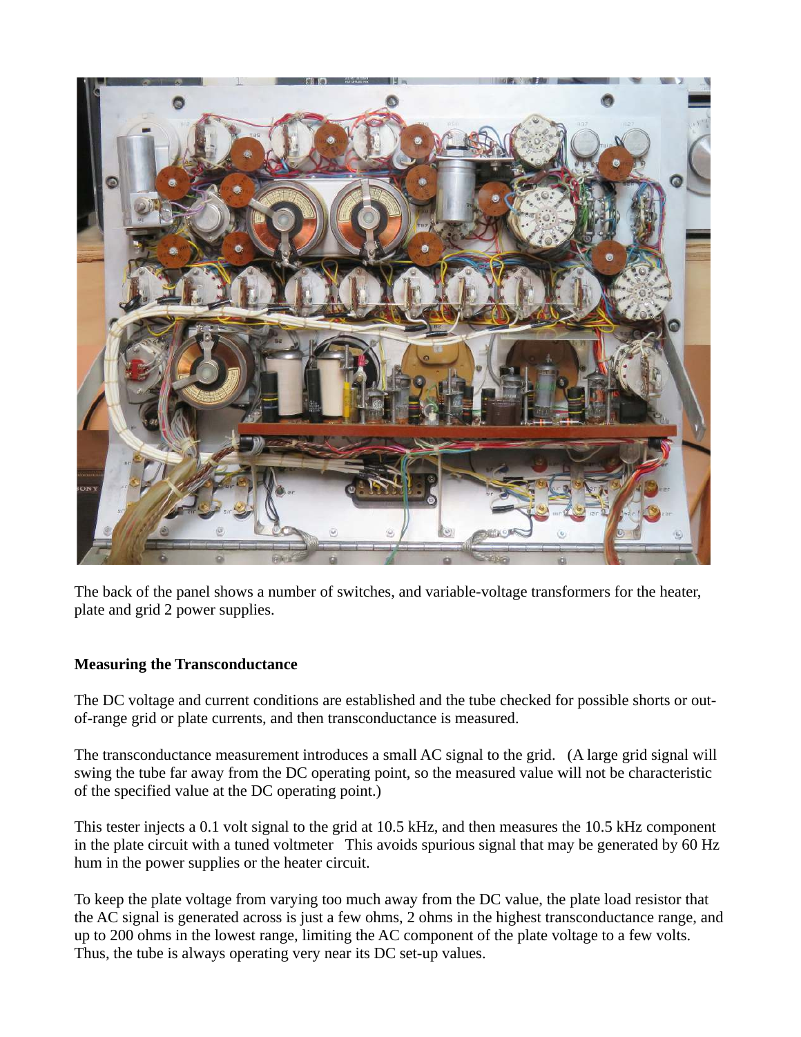The back of the panel shows a number of switches, and variable-voltage transformers for the heater, plate and grid 2 power supplies.

**Measuring the Transconductance**

The DC voltage and current conditions are established and the tube checked for possible shorts or out-of-range grid or plate currents, and then transconductance is measured.

The transconductance measurement introduces a small AC signal to the grid. (A large grid signal will swing the tube far away from the DC operating point, so the measured value will not be characteristic of the specified value at the DC operating point.)

This tester injects a 0.1 volt signal to the grid at 10.5 kHz, and then measures the 10.5 kHz component in the plate circuit with a tuned voltmeter This avoids spurious signal that may be generated by 60 Hz hum in the power supplies or the heater circuit.

To keep the plate voltage from varying too much away from the DC value, the plate load resistor that the AC signal is generated across is just a few ohms, 2 ohms in the highest transconductance range, and up to 200 ohms in the lowest range, limiting the AC component of the plate voltage to a few volts. Thus, the tube is always operating very near its DC set-up values.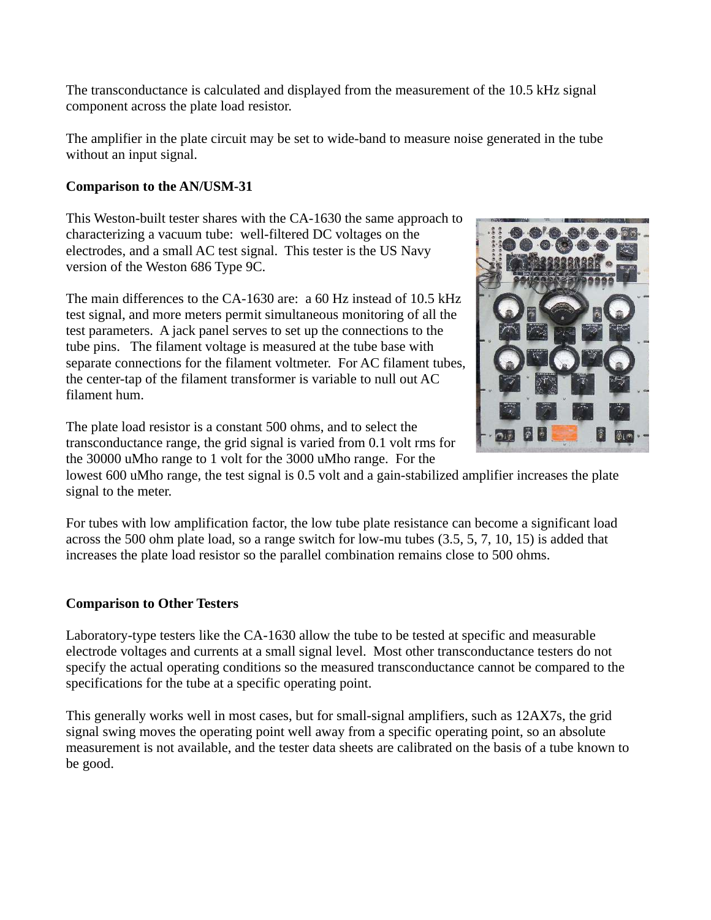The transconductance is calculated and displayed from the measurement of the 10.5 kHz signal component across the plate load resistor.

The amplifier in the plate circuit may be set to wide-band to measure noise generated in the tube without an input signal.

**Comparison to the AN/USM-31**

This Weston-built tester shares with the CA-1630 the same approach to characterizing a vacuum tube: well-filtered DC voltages on the electrodes, and a small AC test signal. This tester is the US Navy version of the Weston 686 Type 9C.

The main differences to the CA-1630 are: a 60 Hz instead of 10.5 kHz test signal, and more meters permit simultaneous monitoring of all the test parameters. A jack panel serves to set up the connections to the tube pins. The filament voltage is measured at the tube base with separate connections for the filament voltmeter. For AC filament tubes, the center-tap of the filament transformer is variable to null out AC filament hum.

The plate load resistor is a constant 500 ohms, and to select the transconductance range, the grid signal is varied from 0.1 volt rms for the 30000 uMho range to 1 volt for the 3000 uMho range. For the lowest 600 uMho range, the test signal is 0.5 volt and a gain-stabilized amplifier increases the plate signal to the meter.

For tubes with low amplification factor, the low tube plate resistance can become a significant load across the 500 ohm plate load, so a range switch for low-mu tubes (3.5, 5, 7, 10, 15) is added that increases the plate load resistor so the parallel combination remains close to 500 ohms.

**Comparison to Other Testers**

Laboratory-type testers like the CA-1630 allow the tube to be tested at specific and measurable electrode voltages and currents at a small signal level. Most other transconductance testers do not specify the actual operating conditions so the measured transconductance cannot be compared to the specifications for the tube at a specific operating point.

This generally works well in most cases, but for small-signal amplifiers, such as 12AX7s, the grid signal swing moves the operating point well away from a specific operating point, so an absolute measurement is not available, and the tester data sheets are calibrated on the basis of a tube known to be good.